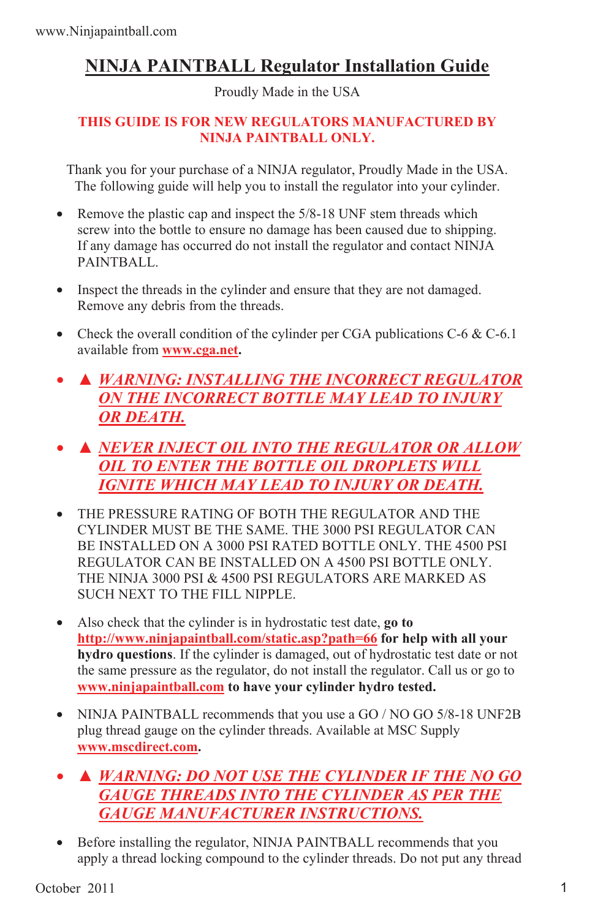# NINJA PAINTBALL Regulator Installation Guide

Proudly Made in the USA

**THIS GUIDE IS FOR NEW REGULATORS MANUFACTURED BY NINJA PAINTBALL ONLY.**

Thank you for your purchase of a NINJA regulator, Proudly Made in the USA. The following guide will help you to install the regulator into your cylinder.

- Remove the plastic cap and inspect the 5/8-18 UNF stem threads which screw into the bottle to ensure no damage has been caused due to shipping. If any damage has occurred do not install the regulator and contact NINJA PAINTBALL.
- Inspect the threads in the cylinder and ensure that they are not damaged. Remove any debris from the threads.
- Check the overall condition of the cylinder per CGA publications C-6 & C-6.1 available from **www.cga.net**.
- ▲ ***WARNING: INSTALLING THE INCORRECT REGULATOR ON THE INCORRECT BOTTLE MAY LEAD TO INJURY OR DEATH.***
- ▲ ***NEVER INJECT OIL INTO THE REGULATOR OR ALLOW OIL TO ENTER THE BOTTLE OIL DROPLETS WILL IGNITE WHICH MAY LEAD TO INJURY OR DEATH.***
- THE PRESSURE RATING OF BOTH THE REGULATOR AND THE CYLINDER MUST BE THE SAME. THE 3000 PSI REGULATOR CAN BE INSTALLED ON A 3000 PSI RATED BOTTLE ONLY. THE 4500 PSI REGULATOR CAN BE INSTALLED ON A 4500 PSI BOTTLE ONLY. THE NINJA 3000 PSI & 4500 PSI REGULATORS ARE MARKED AS SUCH NEXT TO THE FILL NIPPLE.
- Also check that the cylinder is in hydrostatic test date, **go to http://www.ninjapaintball.com/static.asp?path=66 for help with all your hydro questions**. If the cylinder is damaged, out of hydrostatic test date or not the same pressure as the regulator, do not install the regulator. Call us or go to **www.ninjapaintball.com to have your cylinder hydro tested.**
- NINJA PAINTBALL recommends that you use a GO / NO GO 5/8-18 UNF2B plug thread gauge on the cylinder threads. Available at MSC Supply **www.mscdirect.com**.
- ▲ ***WARNING: DO NOT USE THE CYLINDER IF THE NO GO GAUGE THREADS INTO THE CYLINDER AS PER THE GAUGE MANUFACTURER INSTRUCTIONS.***
- Before installing the regulator, NINJA PAINTBALL recommends that you apply a thread locking compound to the cylinder threads. Do not put any thread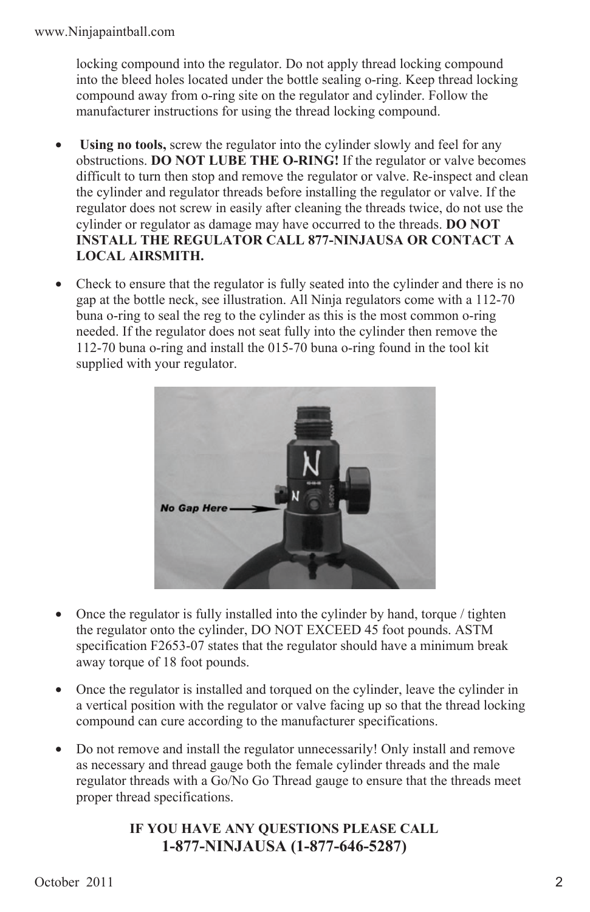locking compound into the regulator. Do not apply thread locking compound into the bleed holes located under the bottle sealing o-ring. Keep thread locking compound away from o-ring site on the regulator and cylinder. Follow the manufacturer instructions for using the thread locking compound.

- **Using no tools,** screw the regulator into the cylinder slowly and feel for any obstructions. **DO NOT LUBE THE O-RING!** If the regulator or valve becomes difficult to turn then stop and remove the regulator or valve. Re-inspect and clean the cylinder and regulator threads before installing the regulator or valve. If the regulator does not screw in easily after cleaning the threads twice, do not use the cylinder or regulator as damage may have occurred to the threads. **DO NOT INSTALL THE REGULATOR CALL 877-NINJAUSA OR CONTACT A LOCAL AIRSMITH.**

- Check to ensure that the regulator is fully seated into the cylinder and there is no gap at the bottle neck, see illustration. All Ninja regulators come with a 112-70 buna o-ring to seal the reg to the cylinder as this is the most common o-ring needed. If the regulator does not seat fully into the cylinder then remove the 112-70 buna o-ring and install the 015-70 buna o-ring found in the tool kit supplied with your regulator.

No Gap Here

- Once the regulator is fully installed into the cylinder by hand, torque / tighten the regulator onto the cylinder, DO NOT EXCEED 45 foot pounds. ASTM specification F2653-07 states that the regulator should have a minimum break away torque of 18 foot pounds.

- Once the regulator is installed and torqued on the cylinder, leave the cylinder in a vertical position with the regulator or valve facing up so that the thread locking compound can cure according to the manufacturer specifications.

- Do not remove and install the regulator unnecessarily! Only install and remove as necessary and thread gauge both the female cylinder threads and the male regulator threads with a Go/No Go Thread gauge to ensure that the threads meet proper thread specifications.

**IF YOU HAVE ANY QUESTIONS PLEASE CALL**
**1-877-NINJAUSA (1-877-646-5287)**

October 2011